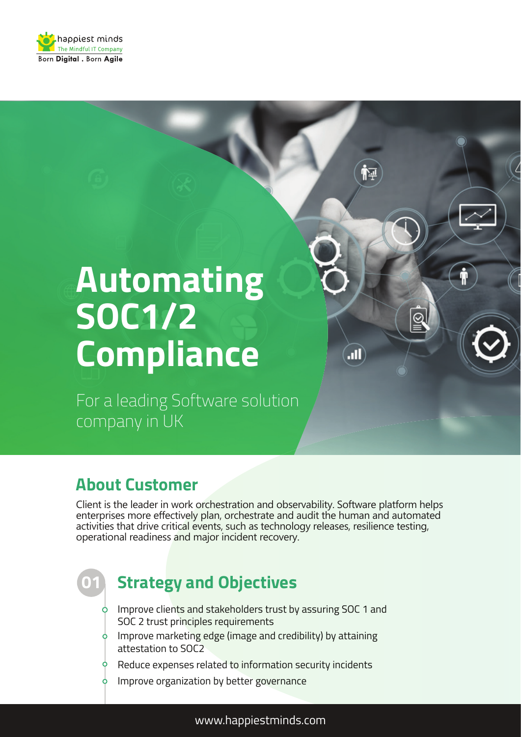# Automating SOC1/2 Compliance

For a leading Software solution company in UK

## About Customer

Client is the leader in work orchestration and observability. Software platform helps enterprises more effectively plan, orchestrate and audit the human and automated activities that drive critical events, such as technology releases, resilience testing, operational readiness and major incident recovery.

## 01 Strategy and Objectives

- Improve clients and stakeholders trust by assuring SOC 1 and SOC 2 trust principles requirements
- Improve marketing edge (image and credibility) by attaining attestation to SOC2
- Reduce expenses related to information security incidents
- Improve organization by better governance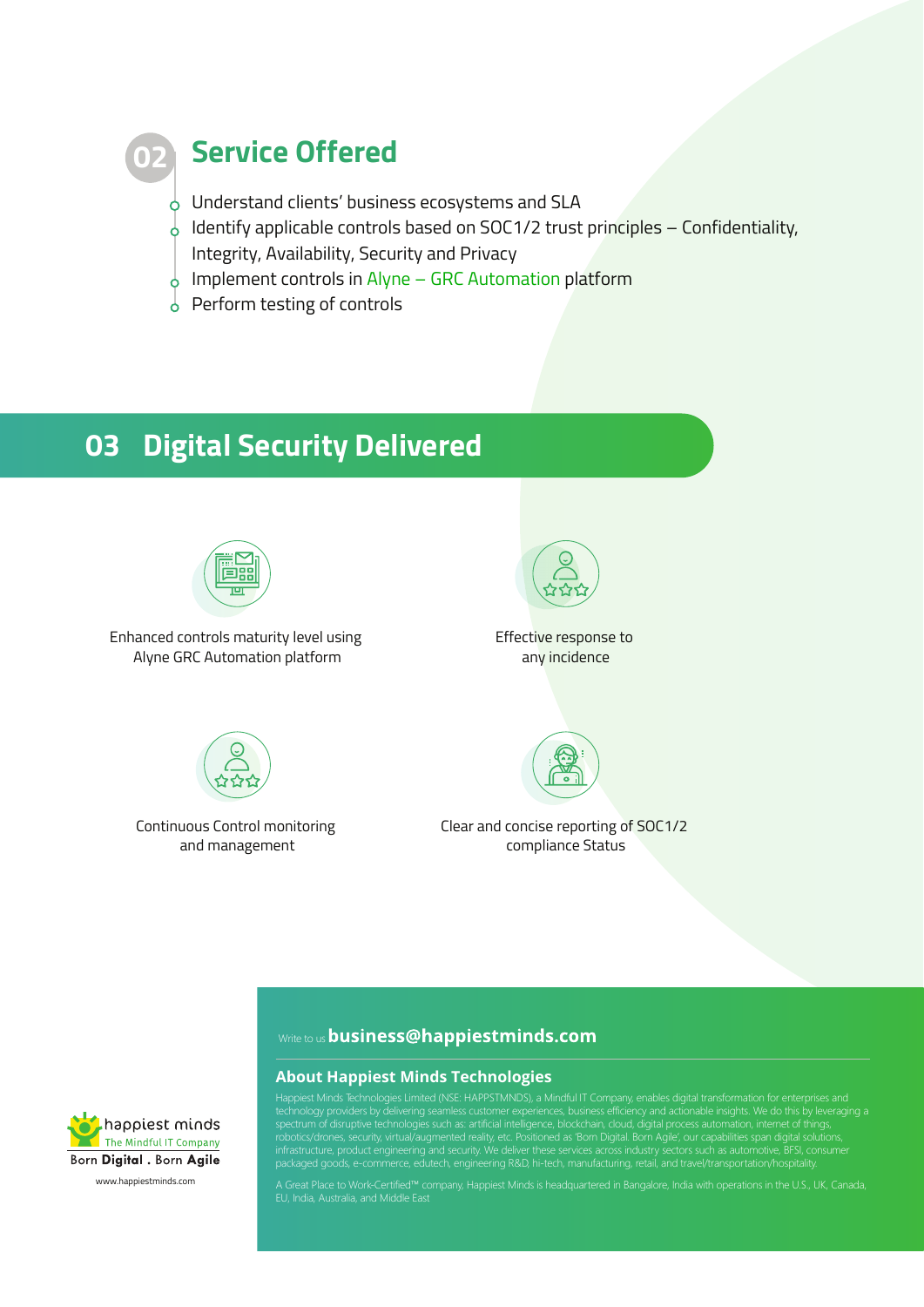## 02 Service Offered

- Understand clients' business ecosystems and SLA
- Identify applicable controls based on SOC1/2 trust principles – Confidentiality, Integrity, Availability, Security and Privacy
- Implement controls in Alyne – GRC Automation platform
- Perform testing of controls

## 03 Digital Security Delivered

Enhanced controls maturity level using Alyne GRC Automation platform

Effective response to any incidence

Continuous Control monitoring and management

Clear and concise reporting of SOC1/2 compliance Status

Write to us **business@happiestminds.com**

### About Happiest Minds Technologies

Happiest Minds Technologies Limited (NSE: HAPPSTMNDS), a Mindful IT Company, enables digital transformation for enterprises and technology providers by delivering seamless customer experiences, business efficiency and actionable insights. We do this by leveraging a spectrum of disruptive technologies such as: artificial intelligence, blockchain, cloud, digital process automation, internet of things, robotics/drones, security, virtual/augmented reality, etc. Positioned as 'Born Digital. Born Agile', our capabilities span digital solutions, infrastructure, product engineering and security. We deliver these services across industry sectors such as automotive, BFSI, consumer packaged goods, e-commerce, edutech, engineering R&D, hi-tech, manufacturing, retail, and travel/transportation/hospitality.

A Great Place to Work-Certified™ company, Happiest Minds is headquartered in Bangalore, India with operations in the U.S., UK, Canada, EU, India, Australia, and Middle East

happiest minds
The Mindful IT Company
Born **Digital** . Born **Agile**

www.happiestminds.com